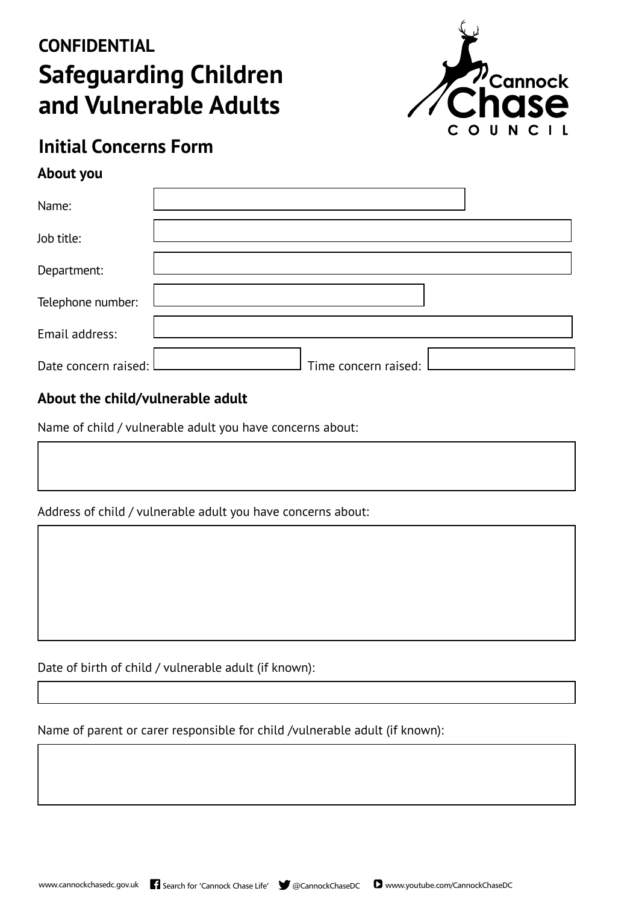**CONFIDENTIAL**

# Safeguarding Children and Vulnerable Adults

## Initial Concerns Form

### About you

Name:

Job title:

Department:

Telephone number:

Email address:

Date concern raised: Time concern raised:

### About the child/vulnerable adult

Name of child / vulnerable adult you have concerns about:

Address of child / vulnerable adult you have concerns about:

Date of birth of child / vulnerable adult (if known):

Name of parent or carer responsible for child /vulnerable adult (if known):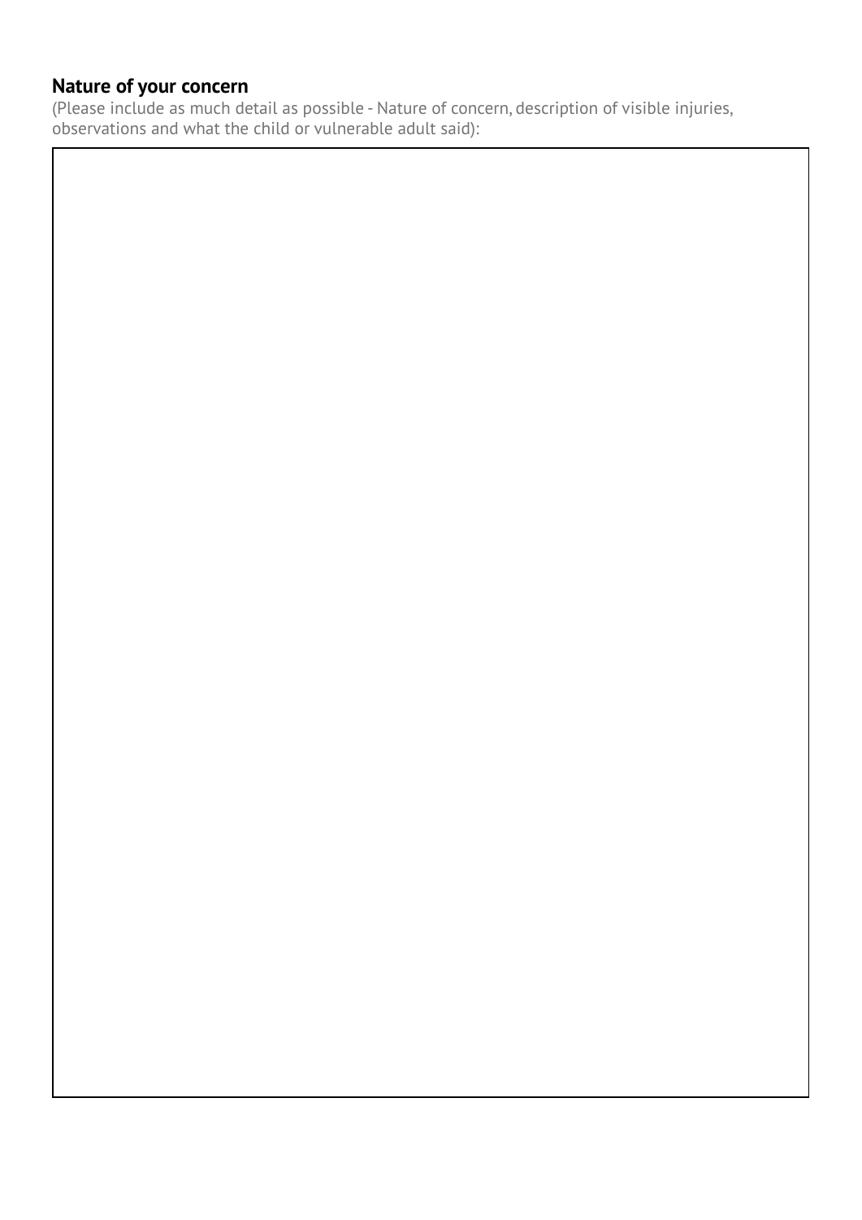### Nature of your concern

(Please include as much detail as possible - Nature of concern, description of visible injuries, observations and what the child or vulnerable adult said):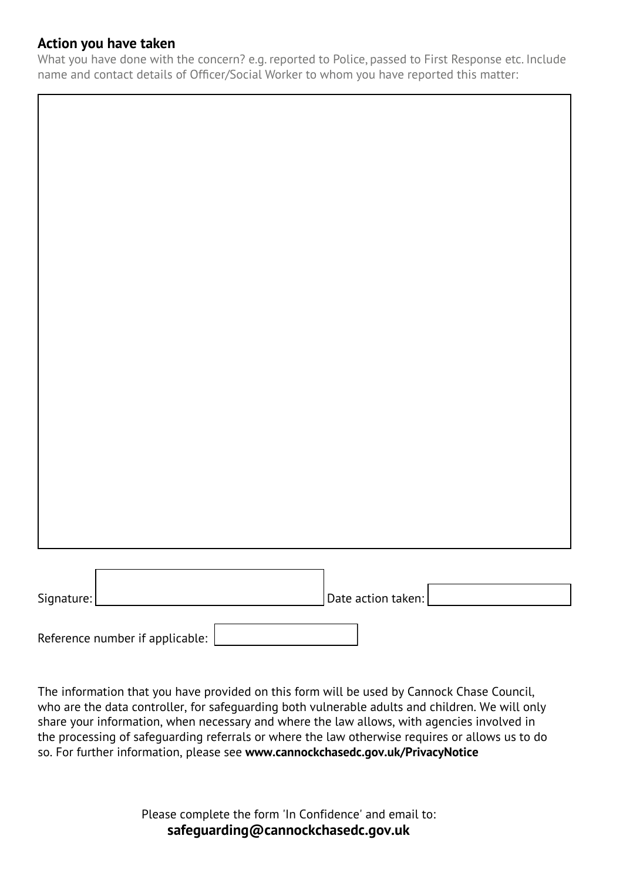## Action you have taken

What you have done with the concern? e.g. reported to Police, passed to First Response etc. Include name and contact details of Officer/Social Worker to whom you have reported this matter:

Signature: Date action taken:

Reference number if applicable:

The information that you have provided on this form will be used by Cannock Chase Council, who are the data controller, for safeguarding both vulnerable adults and children. We will only share your information, when necessary and where the law allows, with agencies involved in the processing of safeguarding referrals or where the law otherwise requires or allows us to do so. For further information, please see **www.cannockchasedc.gov.uk/PrivacyNotice**

Please complete the form 'In Confidence' and email to:
**safeguarding@cannockchasedc.gov.uk**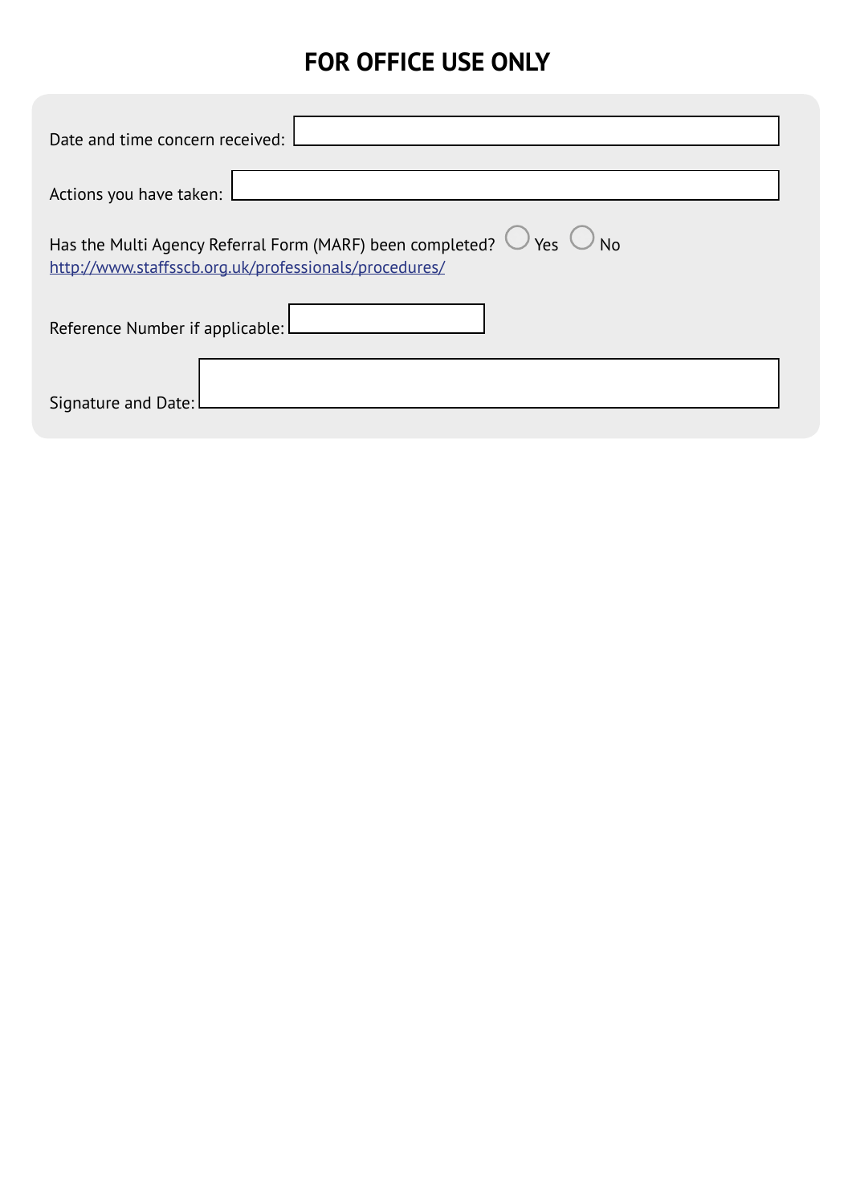# FOR OFFICE USE ONLY

Date and time concern received:

Actions you have taken:

Has the Multi Agency Referral Form (MARF) been completed? ○ Yes ○ No

http://www.staffsscb.org.uk/professionals/procedures/

Reference Number if applicable:

Signature and Date: